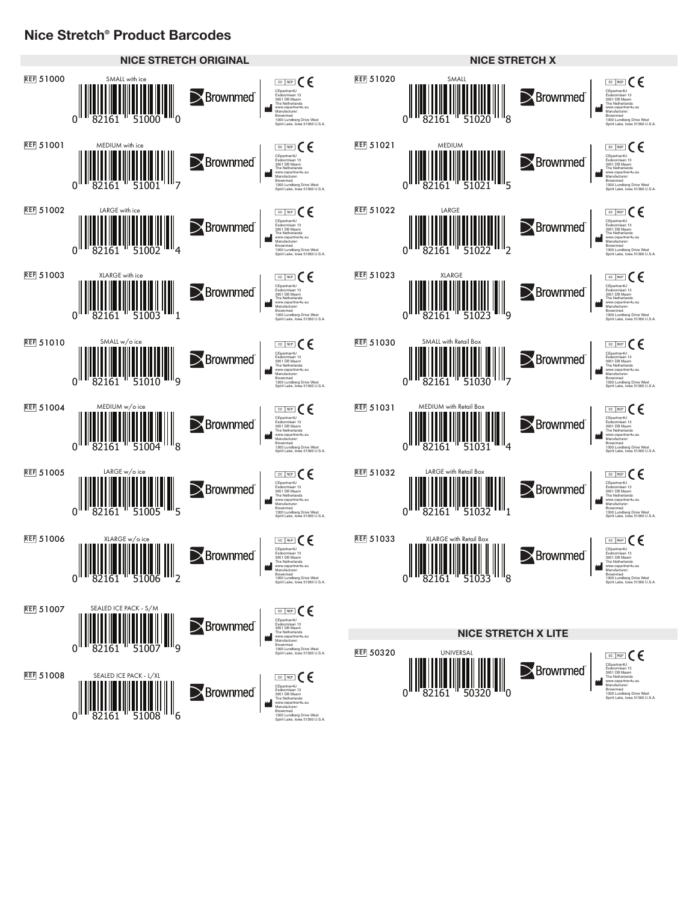# Nice Stretch® Product Barcodes

## NICE STRETCH ORIGINAL

| REF | Description | Barcode |
|---|---|---|
| 51000 | SMALL with ice | 0 82161 51000 0 |
| 51001 | MEDIUM with ice | 0 82161 51001 7 |
| 51002 | LARGE with ice | 0 82161 51002 4 |
| 51003 | XLARGE with ice | 0 82161 51003 1 |
| 51010 | SMALL w/o ice | 0 82161 51010 9 |
| 51004 | MEDIUM w/o ice | 0 82161 51004 8 |
| 51005 | LARGE w/o ice | 0 82161 51005 5 |
| 51006 | XLARGE w/o ice | 0 82161 51006 2 |
| 51007 | SEALED ICE PACK - S/M | 0 82161 51007 9 |
| 51008 | SEALED ICE PACK - L/XL | 0 82161 51008 6 |

## NICE STRETCH X

| REF | Description | Barcode |
|---|---|---|
| 51020 | SMALL | 0 82161 51020 8 |
| 51021 | MEDIUM | 0 82161 51021 5 |
| 51022 | LARGE | 0 82161 51022 2 |
| 51023 | XLARGE | 0 82161 51023 9 |
| 51030 | SMALL with Retail Box | 0 82161 51030 7 |
| 51031 | MEDIUM with Retail Box | 0 82161 51031 4 |
| 51032 | LARGE with Retail Box | 0 82161 51032 1 |
| 51033 | XLARGE with Retail Box | 0 82161 51033 8 |

## NICE STRETCH X LITE

| REF | Description | Barcode |
|---|---|---|
| 50320 | UNIVERSAL | 0 82161 50320 0 |

Each label: Brownmed™ — EC REP CE
CEpartner4U
Esdoornlaan 13
3951 DB Maarn
The Netherlands
www.cepartner4u.eu
Manufacturer:
Brownmed
1300 Lundberg Drive West
Spirit Lake, Iowa 51360 U.S.A.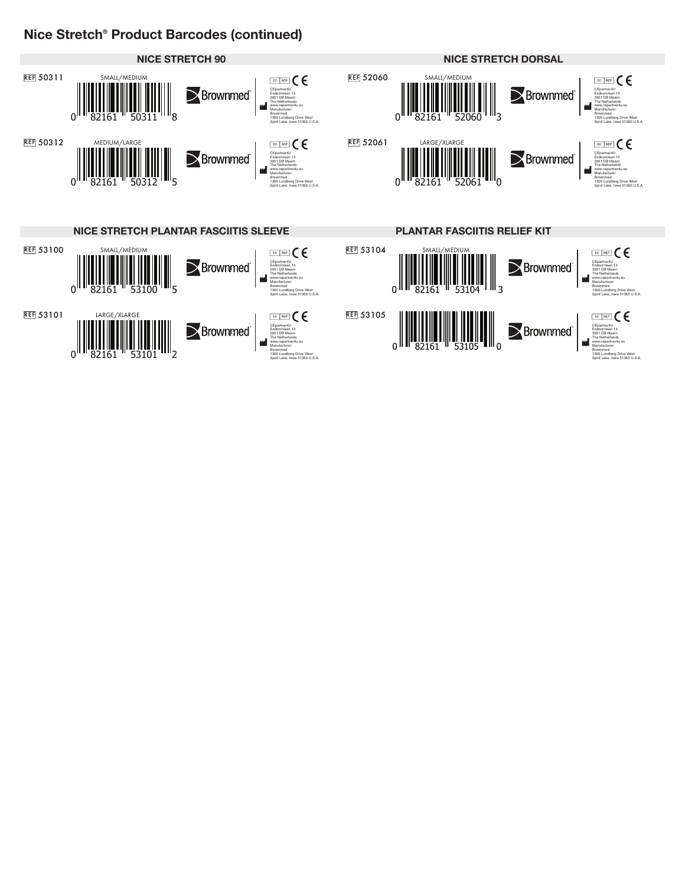## Nice Stretch® Product Barcodes (continued)

### NICE STRETCH 90

REF 50311

SMALL/MEDIUM

0 82161 50311 8

Brownmed™

EC REP CE

CEpartner4U
Esdoornlaan 13
3951 DB Maarn
The Netherlands
www.cepartner4u.eu
Manufacturer:
Brownmed
1300 Lundberg Drive West
Spirit Lake, Iowa 51360 U.S.A.

REF 50312

MEDIUM/LARGE

0 82161 50312 5

Brownmed™

EC REP CE

CEpartner4U
Esdoornlaan 13
3951 DB Maarn
The Netherlands
www.cepartner4u.eu
Manufacturer:
Brownmed
1300 Lundberg Drive West
Spirit Lake, Iowa 51360 U.S.A.

### NICE STRETCH DORSAL

REF 52060

SMALL/MEDIUM

0 82161 52060 3

Brownmed™

EC REP CE

CEpartner4U
Esdoornlaan 13
3951 DB Maarn
The Netherlands
www.cepartner4u.eu
Manufacturer:
Brownmed
1300 Lundberg Drive West
Spirit Lake, Iowa 51360 U.S.A.

REF 52061

LARGE/XLARGE

0 82161 52061 0

Brownmed™

EC REP CE

CEpartner4U
Esdoornlaan 13
3951 DB Maarn
The Netherlands
www.cepartner4u.eu
Manufacturer:
Brownmed
1300 Lundberg Drive West
Spirit Lake, Iowa 51360 U.S.A.

### NICE STRETCH PLANTAR FASCIITIS SLEEVE

REF 53100

SMALL/MEDIUM

0 82161 53100 5

Brownmed™

EC REP CE

CEpartner4U
Esdoornlaan 13
3951 DB Maarn
The Netherlands
www.cepartner4u.eu
Manufacturer:
Brownmed
1300 Lundberg Drive West
Spirit Lake, Iowa 51360 U.S.A.

REF 53101

LARGE/XLARGE

0 82161 53101 2

Brownmed™

EC REP CE

CEpartner4U
Esdoornlaan 13
3951 DB Maarn
The Netherlands
www.cepartner4u.eu
Manufacturer:
Brownmed
1300 Lundberg Drive West
Spirit Lake, Iowa 51360 U.S.A.

### PLANTAR FASCIITIS RELIEF KIT

REF 53104

SMALL/MEDIUM

0 82161 53104 3

Brownmed™

EC REP CE

CEpartner4U
Esdoornlaan 13
3951 DB Maarn
The Netherlands
www.cepartner4u.eu
Manufacturer:
Brownmed
1300 Lundberg Drive West
Spirit Lake, Iowa 51360 U.S.A.

REF 53105

0 82161 53105 0

Brownmed™

EC REP CE

CEpartner4U
Esdoornlaan 13
3951 DB Maarn
The Netherlands
www.cepartner4u.eu
Manufacturer:
Brownmed
1300 Lundberg Drive West
Spirit Lake, Iowa 51360 U.S.A.